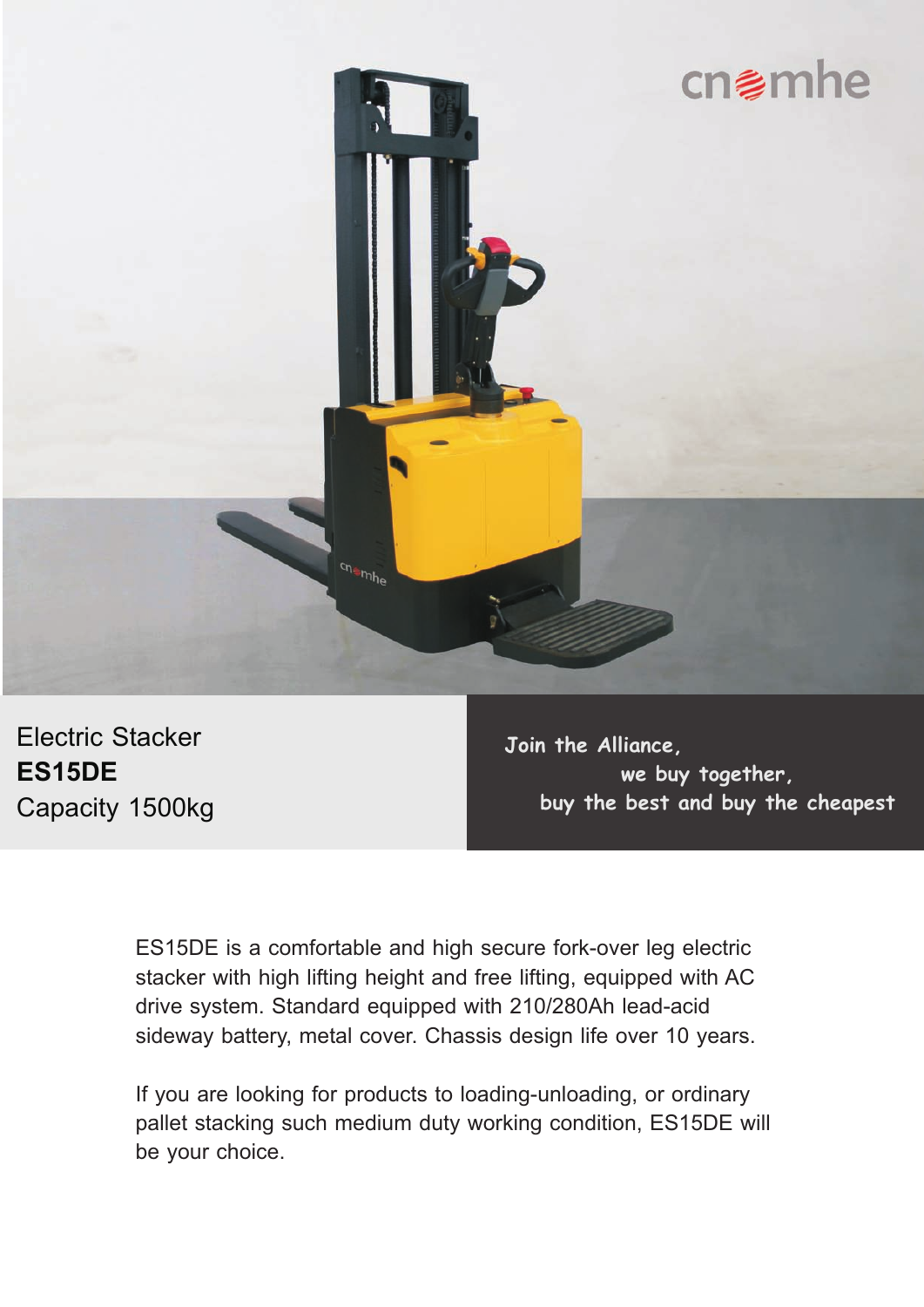cnmhe

Electric Stacker
**ES15DE**
Capacity 1500kg

Join the Alliance,
we buy together,
buy the best and buy the cheapest

ES15DE is a comfortable and high secure fork-over leg electric stacker with high lifting height and free lifting, equipped with AC drive system. Standard equipped with 210/280Ah lead-acid sideway battery, metal cover. Chassis design life over 10 years.

If you are looking for products to loading-unloading, or ordinary pallet stacking such medium duty working condition, ES15DE will be your choice.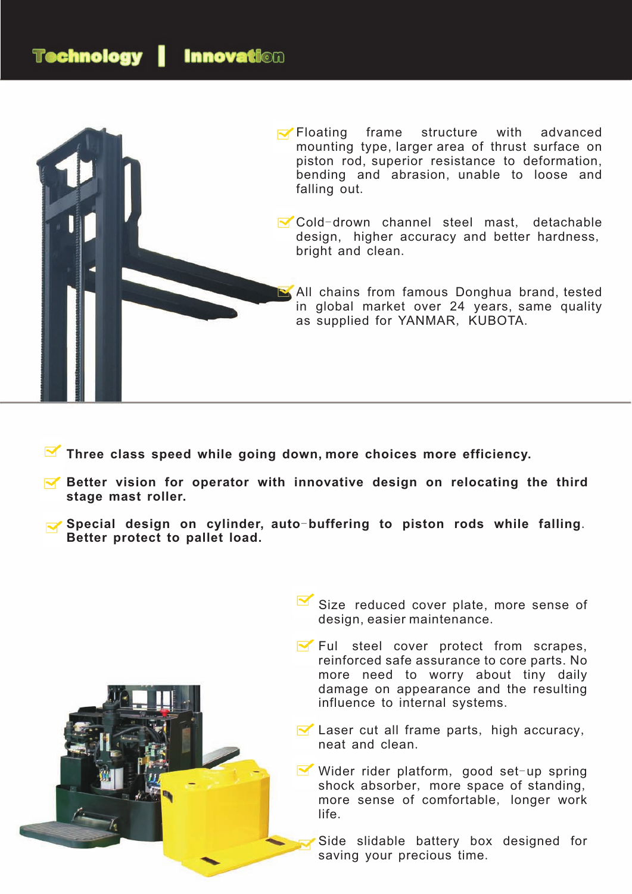# Technology | Innovation

- Floating frame structure with advanced mounting type, larger area of thrust surface on piston rod, superior resistance to deformation, bending and abrasion, unable to loose and falling out.
- Cold-drown channel steel mast, detachable design, higher accuracy and better hardness, bright and clean.
- All chains from famous Donghua brand, tested in global market over 24 years, same quality as supplied for YANMAR, KUBOTA.

---

- **Three class speed while going down, more choices more efficiency.**
- **Better vision for operator with innovative design on relocating the third stage mast roller.**
- **Special design on cylinder, auto-buffering to piston rods while falling. Better protect to pallet load.**

- Size reduced cover plate, more sense of design, easier maintenance.
- Ful steel cover protect from scrapes, reinforced safe assurance to core parts. No more need to worry about tiny daily damage on appearance and the resulting influence to internal systems.
- Laser cut all frame parts, high accuracy, neat and clean.
- Wider rider platform, good set-up spring shock absorber, more space of standing, more sense of comfortable, longer work life.
- Side slidable battery box designed for saving your precious time.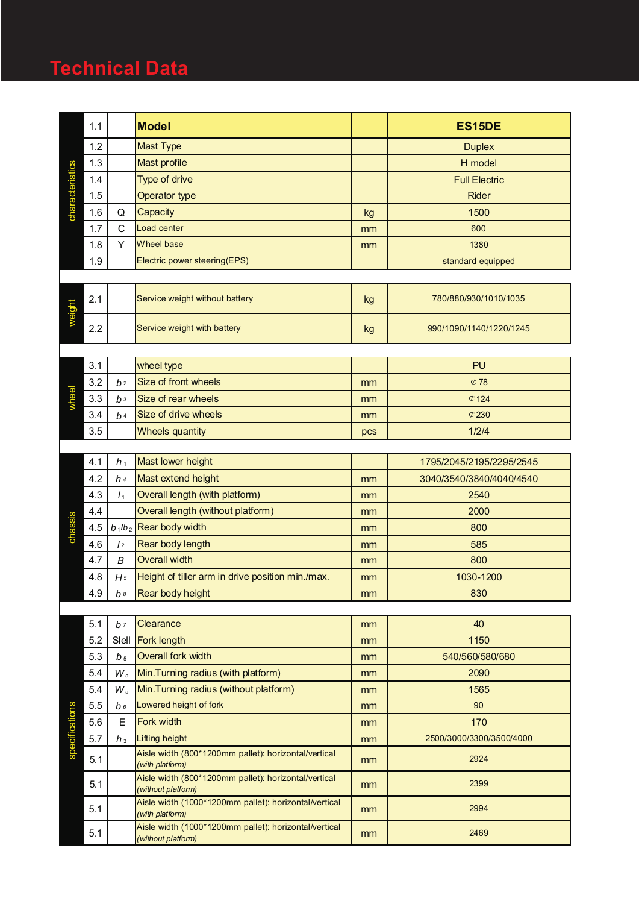# Technical Data

| | | | | | |
|---|---|---|---|---|---|
| characteristics | 1.1 | | **Model** | | **ES15DE** |
| | 1.2 | | Mast Type | | Duplex |
| | 1.3 | | Mast profile | | H model |
| | 1.4 | | Type of drive | | Full Electric |
| | 1.5 | | Operator type | | Rider |
| | 1.6 | Q | Capacity | kg | 1500 |
| | 1.7 | C | Load center | mm | 600 |
| | 1.8 | Y | Wheel base | mm | 1380 |
| | 1.9 | | Electric power steering(EPS) | | standard equipped |
| weight | 2.1 | | Service weight without battery | kg | 780/880/930/1010/1035 |
| | 2.2 | | Service weight with battery | kg | 990/1090/1140/1220/1245 |
| wheel | 3.1 | | wheel type | | PU |
| | 3.2 | $b_2$ | Size of front wheels | mm | ⊄78 |
| | 3.3 | $b_3$ | Size of rear wheels | mm | ⊄124 |
| | 3.4 | $b_4$ | Size of drive wheels | mm | ⊄230 |
| | 3.5 | | Wheels quantity | pcs | 1/2/4 |
| chassis | 4.1 | $h_1$ | Mast lower height | | 1795/2045/2195/2295/2545 |
| | 4.2 | $h_4$ | Mast extend height | mm | 3040/3540/3840/4040/4540 |
| | 4.3 | $l_1$ | Overall length (with platform) | mm | 2540 |
| | 4.4 | | Overall length (without platform) | mm | 2000 |
| | 4.5 | $b_1/b_2$ | Rear body width | mm | 800 |
| | 4.6 | $l_2$ | Rear body length | mm | 585 |
| | 4.7 | B | Overall width | mm | 800 |
| | 4.8 | $H_5$ | Height of tiller arm in drive position min./max. | mm | 1030-1200 |
| | 4.9 | $b_8$ | Rear body height | mm | 830 |
| specifications | 5.1 | $b_7$ | Clearance | mm | 40 |
| | 5.2 | Slell | Fork length | mm | 1150 |
| | 5.3 | $b_5$ | Overall fork width | mm | 540/560/580/680 |
| | 5.4 | $W_a$ | Min.Turning radius (with platform) | mm | 2090 |
| | 5.4 | $W_a$ | Min.Turning radius (without platform) | mm | 1565 |
| | 5.5 | $b_6$ | Lowered height of fork | mm | 90 |
| | 5.6 | E | Fork width | mm | 170 |
| | 5.7 | $h_3$ | Lifting height | mm | 2500/3000/3300/3500/4000 |
| | 5.1 | | Aisle width (800*1200mm pallet): horizontal/vertical *(with platform)* | mm | 2924 |
| | 5.1 | | Aisle width (800*1200mm pallet): horizontal/vertical *(without platform)* | mm | 2399 |
| | 5.1 | | Aisle width (1000*1200mm pallet): horizontal/vertical *(with platform)* | mm | 2994 |
| | 5.1 | | Aisle width (1000*1200mm pallet): horizontal/vertical *(without platform)* | mm | 2469 |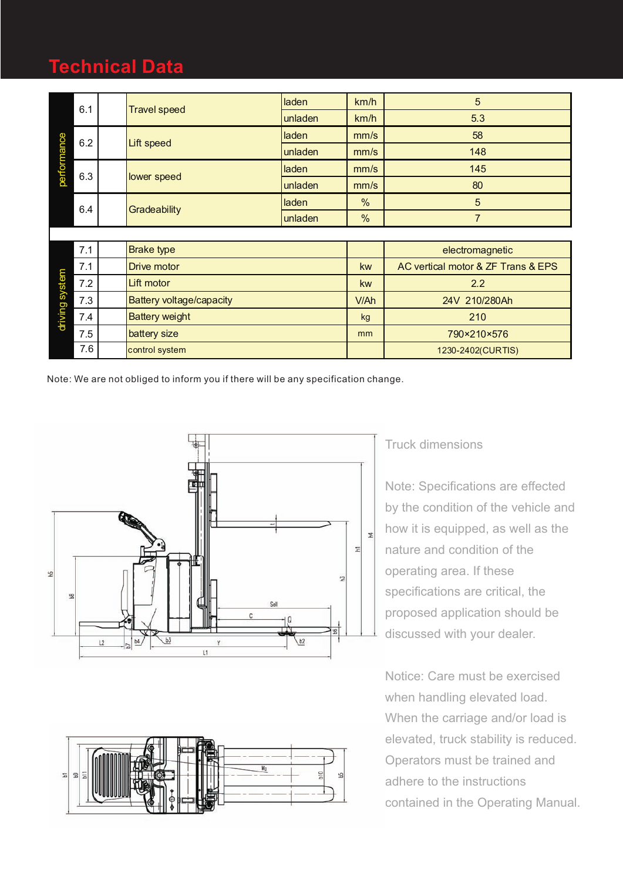# Technical Data

| | | | | | | |
|---|---|---|---|---|---|---|
| performance | 6.1 | | Travel speed | laden | km/h | 5 |
| | | | | unladen | km/h | 5.3 |
| | 6.2 | | Lift speed | laden | mm/s | 58 |
| | | | | unladen | mm/s | 148 |
| | 6.3 | | lower speed | laden | mm/s | 145 |
| | | | | unladen | mm/s | 80 |
| | 6.4 | | Gradeability | laden | % | 5 |
| | | | | unladen | % | 7 |
| driving system | 7.1 | | Brake type | | | electromagnetic |
| | 7.1 | | Drive motor | | kw | AC vertical motor & ZF Trans & EPS |
| | 7.2 | | Lift motor | | kw | 2.2 |
| | 7.3 | | Battery voltage/capacity | | V/Ah | 24V 210/280Ah |
| | 7.4 | | Battery weight | | kg | 210 |
| | 7.5 | | battery size | | mm | 790×210×576 |
| | 7.6 | | control system | | | 1230-2402(CURTIS) |

Note: We are not obliged to inform you if there will be any specification change.

h5 h8 L2 b7 b4 b3 Y L1 C Sell Q b2 b6 h3 h1 h4 t

b1 b9 b11 Wa b10 b5

Truck dimensions

Note: Specifications are effected by the condition of the vehicle and how it is equipped, as well as the nature and condition of the operating area. If these specifications are critical, the proposed application should be discussed with your dealer.

Notice: Care must be exercised when handling elevated load. When the carriage and/or load is elevated, truck stability is reduced. Operators must be trained and adhere to the instructions contained in the Operating Manual.